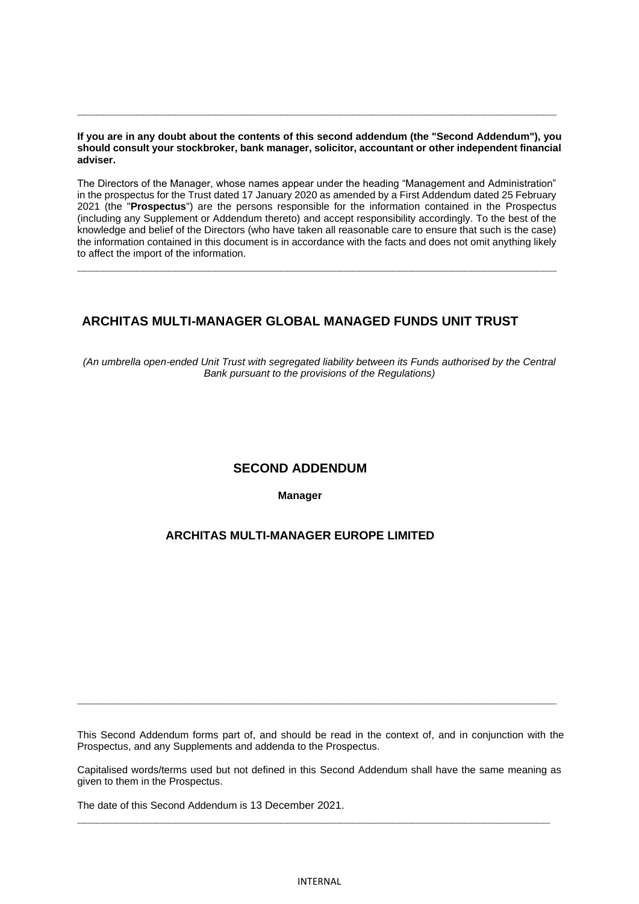**If you are in any doubt about the contents of this second addendum (the "Second Addendum"), you should consult your stockbroker, bank manager, solicitor, accountant or other independent financial adviser.**

The Directors of the Manager, whose names appear under the heading "Management and Administration" in the prospectus for the Trust dated 17 January 2020 as amended by a First Addendum dated 25 February 2021 (the "**Prospectus**") are the persons responsible for the information contained in the Prospectus (including any Supplement or Addendum thereto) and accept responsibility accordingly. To the best of the knowledge and belief of the Directors (who have taken all reasonable care to ensure that such is the case) the information contained in this document is in accordance with the facts and does not omit anything likely to affect the import of the information.

# ARCHITAS MULTI-MANAGER GLOBAL MANAGED FUNDS UNIT TRUST

*(An umbrella open-ended Unit Trust with segregated liability between its Funds authorised by the Central Bank pursuant to the provisions of the Regulations)*

## SECOND ADDENDUM

**Manager**

### ARCHITAS MULTI-MANAGER EUROPE LIMITED

This Second Addendum forms part of, and should be read in the context of, and in conjunction with the Prospectus, and any Supplements and addenda to the Prospectus.

Capitalised words/terms used but not defined in this Second Addendum shall have the same meaning as given to them in the Prospectus.

The date of this Second Addendum is 13 December 2021.

INTERNAL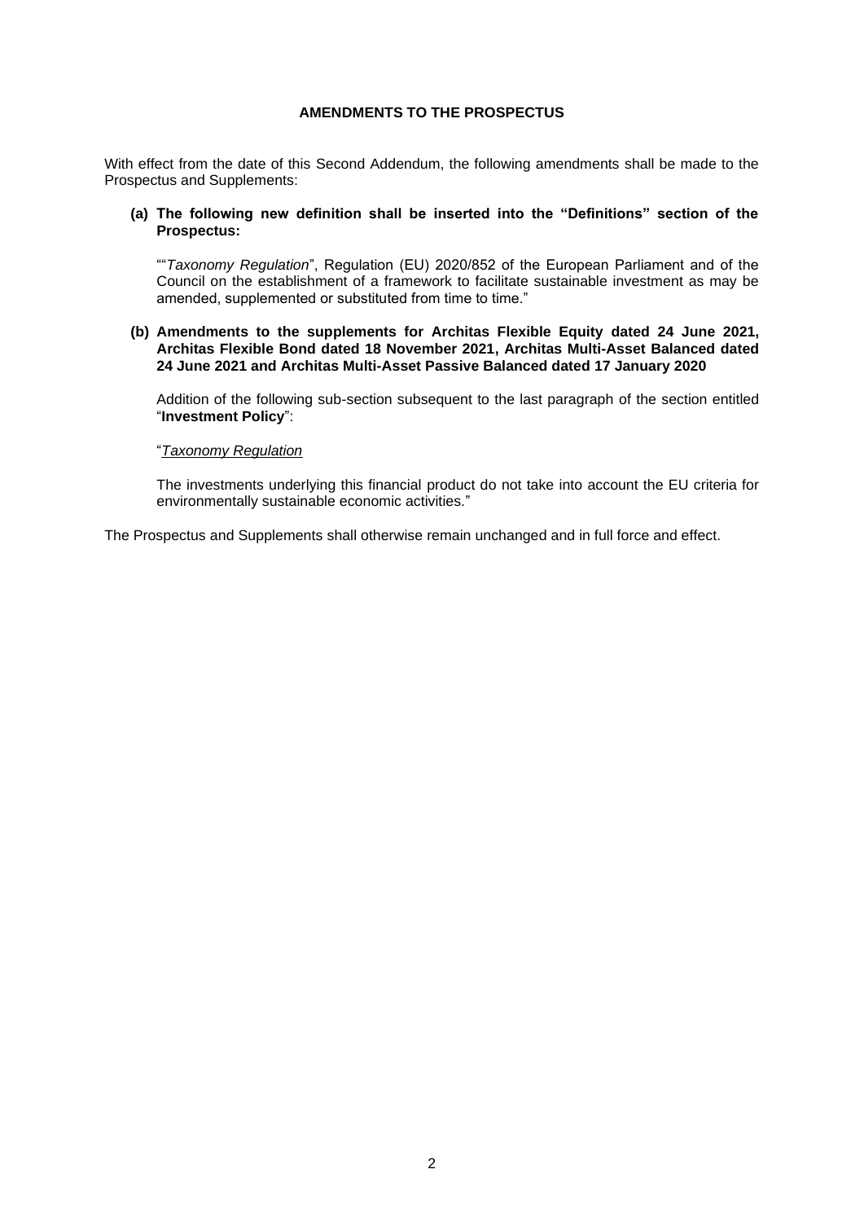## AMENDMENTS TO THE PROSPECTUS

With effect from the date of this Second Addendum, the following amendments shall be made to the Prospectus and Supplements:

**(a) The following new definition shall be inserted into the "Definitions" section of the Prospectus:**

""*Taxonomy Regulation*", Regulation (EU) 2020/852 of the European Parliament and of the Council on the establishment of a framework to facilitate sustainable investment as may be amended, supplemented or substituted from time to time."

**(b) Amendments to the supplements for Architas Flexible Equity dated 24 June 2021, Architas Flexible Bond dated 18 November 2021, Architas Multi-Asset Balanced dated 24 June 2021 and Architas Multi-Asset Passive Balanced dated 17 January 2020**

Addition of the following sub-section subsequent to the last paragraph of the section entitled "**Investment Policy**":

"*Taxonomy Regulation*

The investments underlying this financial product do not take into account the EU criteria for environmentally sustainable economic activities."

The Prospectus and Supplements shall otherwise remain unchanged and in full force and effect.